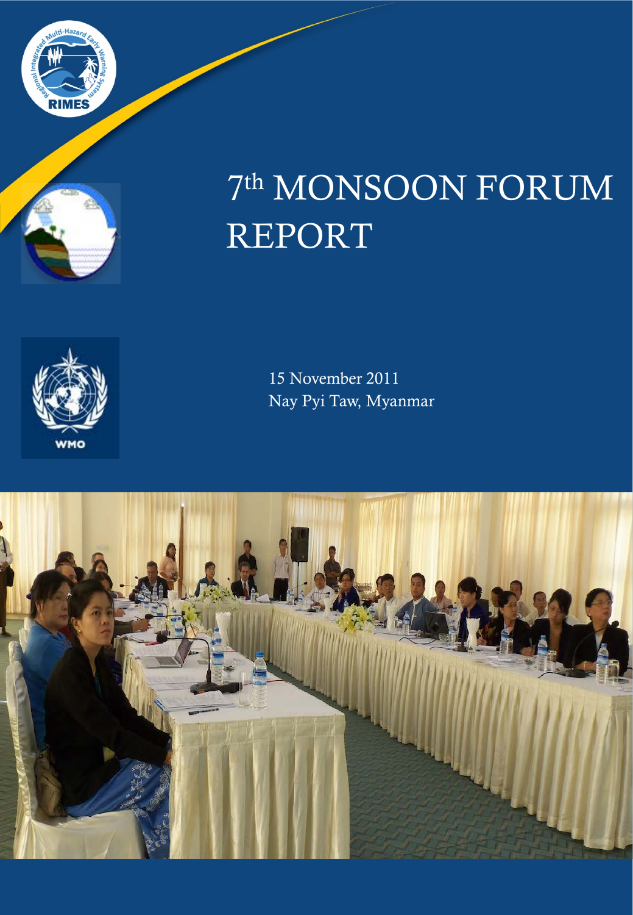# 7th MONSOON FORUM REPORT

15 November 2011

Nay Pyi Taw, Myanmar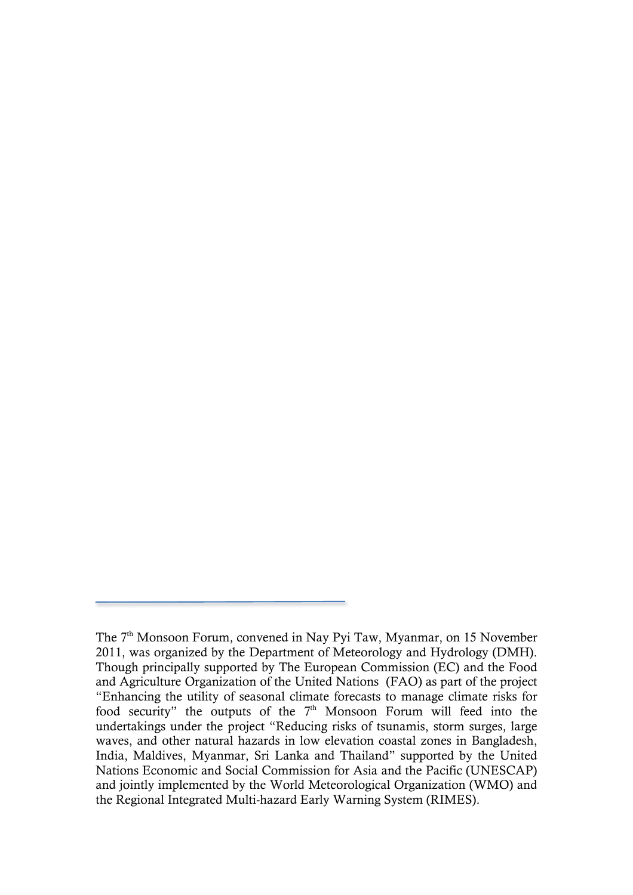The 7th Monsoon Forum, convened in Nay Pyi Taw, Myanmar, on 15 November 2011, was organized by the Department of Meteorology and Hydrology (DMH). Though principally supported by The European Commission (EC) and the Food and Agriculture Organization of the United Nations (FAO) as part of the project "Enhancing the utility of seasonal climate forecasts to manage climate risks for food security" the outputs of the 7th Monsoon Forum will feed into the undertakings under the project "Reducing risks of tsunamis, storm surges, large waves, and other natural hazards in low elevation coastal zones in Bangladesh, India, Maldives, Myanmar, Sri Lanka and Thailand" supported by the United Nations Economic and Social Commission for Asia and the Pacific (UNESCAP) and jointly implemented by the World Meteorological Organization (WMO) and the Regional Integrated Multi-hazard Early Warning System (RIMES).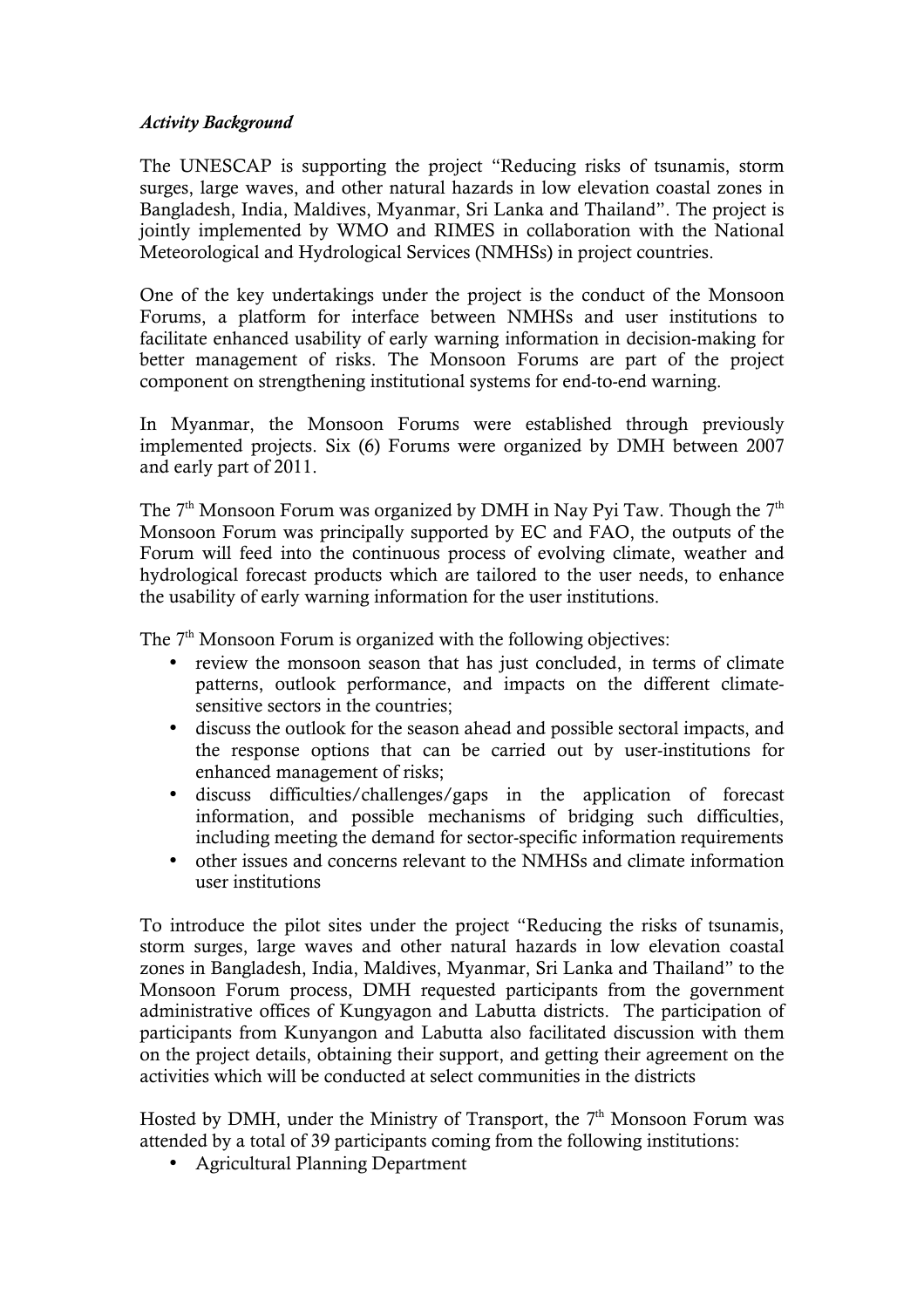*Activity Background*

The UNESCAP is supporting the project "Reducing risks of tsunamis, storm surges, large waves, and other natural hazards in low elevation coastal zones in Bangladesh, India, Maldives, Myanmar, Sri Lanka and Thailand". The project is jointly implemented by WMO and RIMES in collaboration with the National Meteorological and Hydrological Services (NMHSs) in project countries.

One of the key undertakings under the project is the conduct of the Monsoon Forums, a platform for interface between NMHSs and user institutions to facilitate enhanced usability of early warning information in decision-making for better management of risks. The Monsoon Forums are part of the project component on strengthening institutional systems for end-to-end warning.

In Myanmar, the Monsoon Forums were established through previously implemented projects. Six (6) Forums were organized by DMH between 2007 and early part of 2011.

The 7th Monsoon Forum was organized by DMH in Nay Pyi Taw. Though the 7th Monsoon Forum was principally supported by EC and FAO, the outputs of the Forum will feed into the continuous process of evolving climate, weather and hydrological forecast products which are tailored to the user needs, to enhance the usability of early warning information for the user institutions.

The 7th Monsoon Forum is organized with the following objectives:

- review the monsoon season that has just concluded, in terms of climate patterns, outlook performance, and impacts on the different climate-sensitive sectors in the countries;
- discuss the outlook for the season ahead and possible sectoral impacts, and the response options that can be carried out by user-institutions for enhanced management of risks;
- discuss difficulties/challenges/gaps in the application of forecast information, and possible mechanisms of bridging such difficulties, including meeting the demand for sector-specific information requirements
- other issues and concerns relevant to the NMHSs and climate information user institutions

To introduce the pilot sites under the project "Reducing the risks of tsunamis, storm surges, large waves and other natural hazards in low elevation coastal zones in Bangladesh, India, Maldives, Myanmar, Sri Lanka and Thailand" to the Monsoon Forum process, DMH requested participants from the government administrative offices of Kungyagon and Labutta districts. The participation of participants from Kunyangon and Labutta also facilitated discussion with them on the project details, obtaining their support, and getting their agreement on the activities which will be conducted at select communities in the districts

Hosted by DMH, under the Ministry of Transport, the 7th Monsoon Forum was attended by a total of 39 participants coming from the following institutions:

- Agricultural Planning Department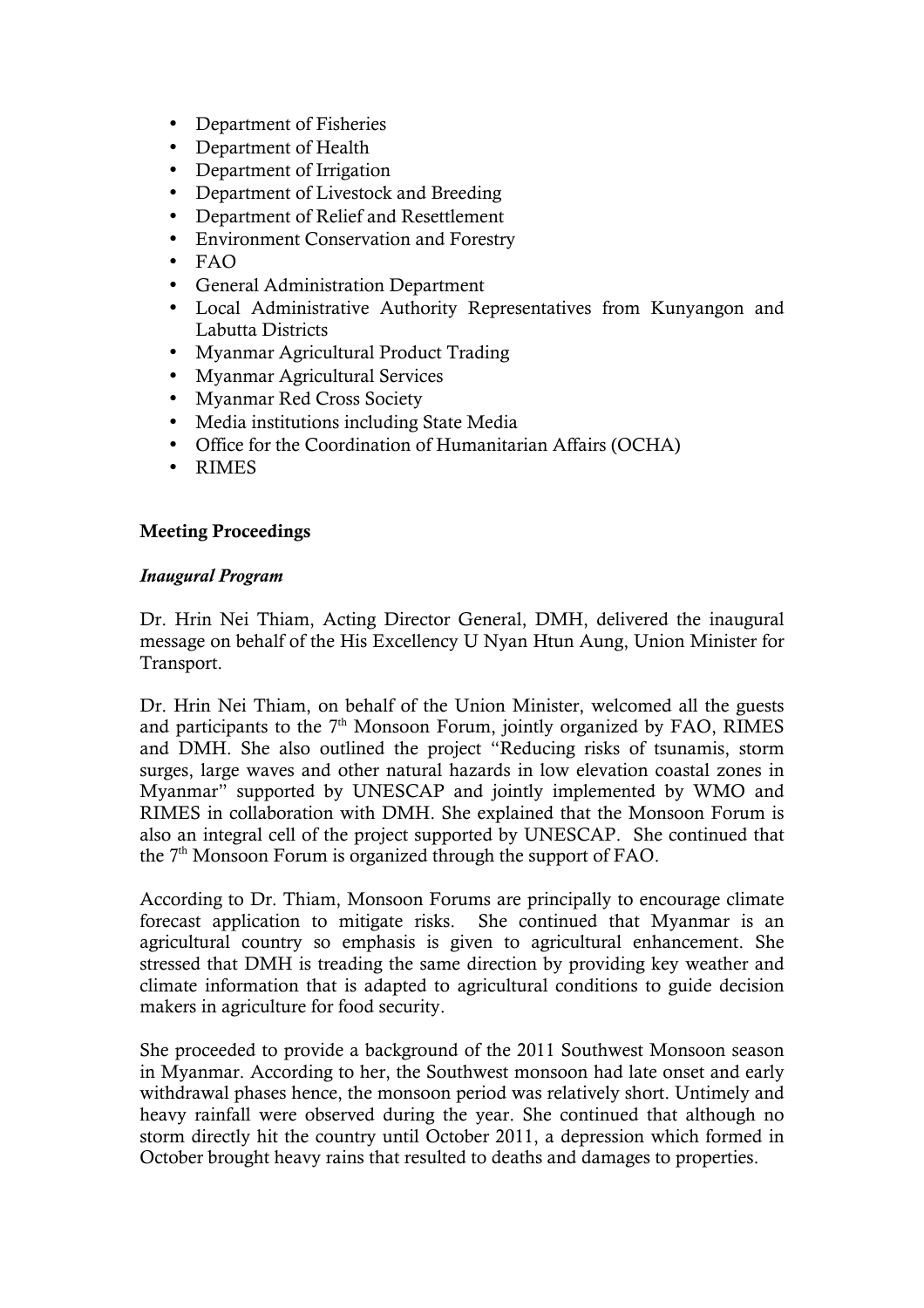- Department of Fisheries
- Department of Health
- Department of Irrigation
- Department of Livestock and Breeding
- Department of Relief and Resettlement
- Environment Conservation and Forestry
- FAO
- General Administration Department
- Local Administrative Authority Representatives from Kunyangon and Labutta Districts
- Myanmar Agricultural Product Trading
- Myanmar Agricultural Services
- Myanmar Red Cross Society
- Media institutions including State Media
- Office for the Coordination of Humanitarian Affairs (OCHA)
- RIMES

**Meeting Proceedings**

***Inaugural Program***

Dr. Hrin Nei Thiam, Acting Director General, DMH, delivered the inaugural message on behalf of the His Excellency U Nyan Htun Aung, Union Minister for Transport.

Dr. Hrin Nei Thiam, on behalf of the Union Minister, welcomed all the guests and participants to the 7th Monsoon Forum, jointly organized by FAO, RIMES and DMH. She also outlined the project "Reducing risks of tsunamis, storm surges, large waves and other natural hazards in low elevation coastal zones in Myanmar" supported by UNESCAP and jointly implemented by WMO and RIMES in collaboration with DMH. She explained that the Monsoon Forum is also an integral cell of the project supported by UNESCAP. She continued that the 7th Monsoon Forum is organized through the support of FAO.

According to Dr. Thiam, Monsoon Forums are principally to encourage climate forecast application to mitigate risks. She continued that Myanmar is an agricultural country so emphasis is given to agricultural enhancement. She stressed that DMH is treading the same direction by providing key weather and climate information that is adapted to agricultural conditions to guide decision makers in agriculture for food security.

She proceeded to provide a background of the 2011 Southwest Monsoon season in Myanmar. According to her, the Southwest monsoon had late onset and early withdrawal phases hence, the monsoon period was relatively short. Untimely and heavy rainfall were observed during the year. She continued that although no storm directly hit the country until October 2011, a depression which formed in October brought heavy rains that resulted to deaths and damages to properties.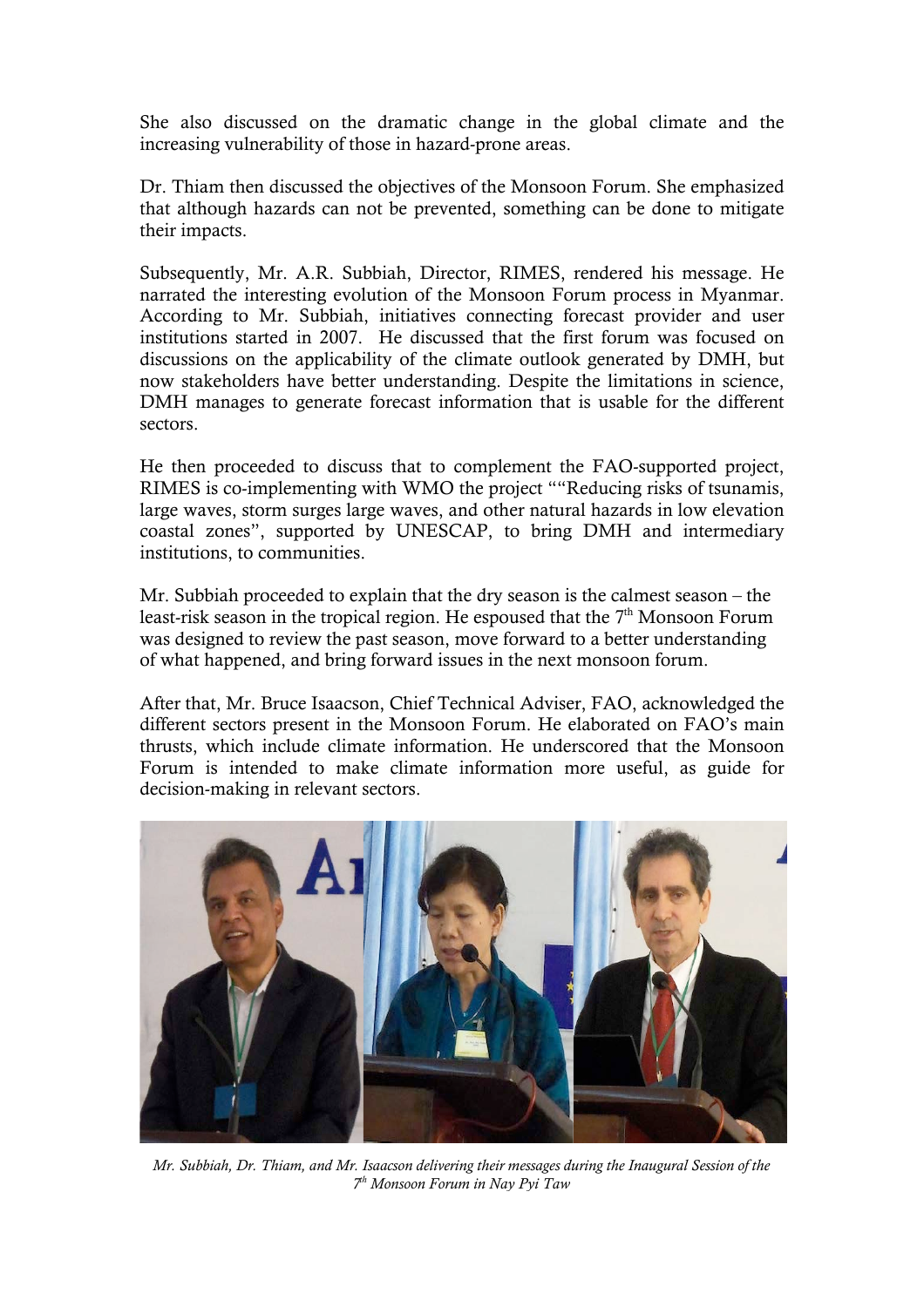She also discussed on the dramatic change in the global climate and the increasing vulnerability of those in hazard-prone areas.

Dr. Thiam then discussed the objectives of the Monsoon Forum. She emphasized that although hazards can not be prevented, something can be done to mitigate their impacts.

Subsequently, Mr. A.R. Subbiah, Director, RIMES, rendered his message. He narrated the interesting evolution of the Monsoon Forum process in Myanmar. According to Mr. Subbiah, initiatives connecting forecast provider and user institutions started in 2007. He discussed that the first forum was focused on discussions on the applicability of the climate outlook generated by DMH, but now stakeholders have better understanding. Despite the limitations in science, DMH manages to generate forecast information that is usable for the different sectors.

He then proceeded to discuss that to complement the FAO-supported project, RIMES is co-implementing with WMO the project ""Reducing risks of tsunamis, large waves, storm surges large waves, and other natural hazards in low elevation coastal zones", supported by UNESCAP, to bring DMH and intermediary institutions, to communities.

Mr. Subbiah proceeded to explain that the dry season is the calmest season – the least-risk season in the tropical region. He espoused that the 7th Monsoon Forum was designed to review the past season, move forward to a better understanding of what happened, and bring forward issues in the next monsoon forum.

After that, Mr. Bruce Isaacson, Chief Technical Adviser, FAO, acknowledged the different sectors present in the Monsoon Forum. He elaborated on FAO's main thrusts, which include climate information. He underscored that the Monsoon Forum is intended to make climate information more useful, as guide for decision-making in relevant sectors.

*Mr. Subbiah, Dr. Thiam, and Mr. Isaacson delivering their messages during the Inaugural Session of the 7th Monsoon Forum in Nay Pyi Taw*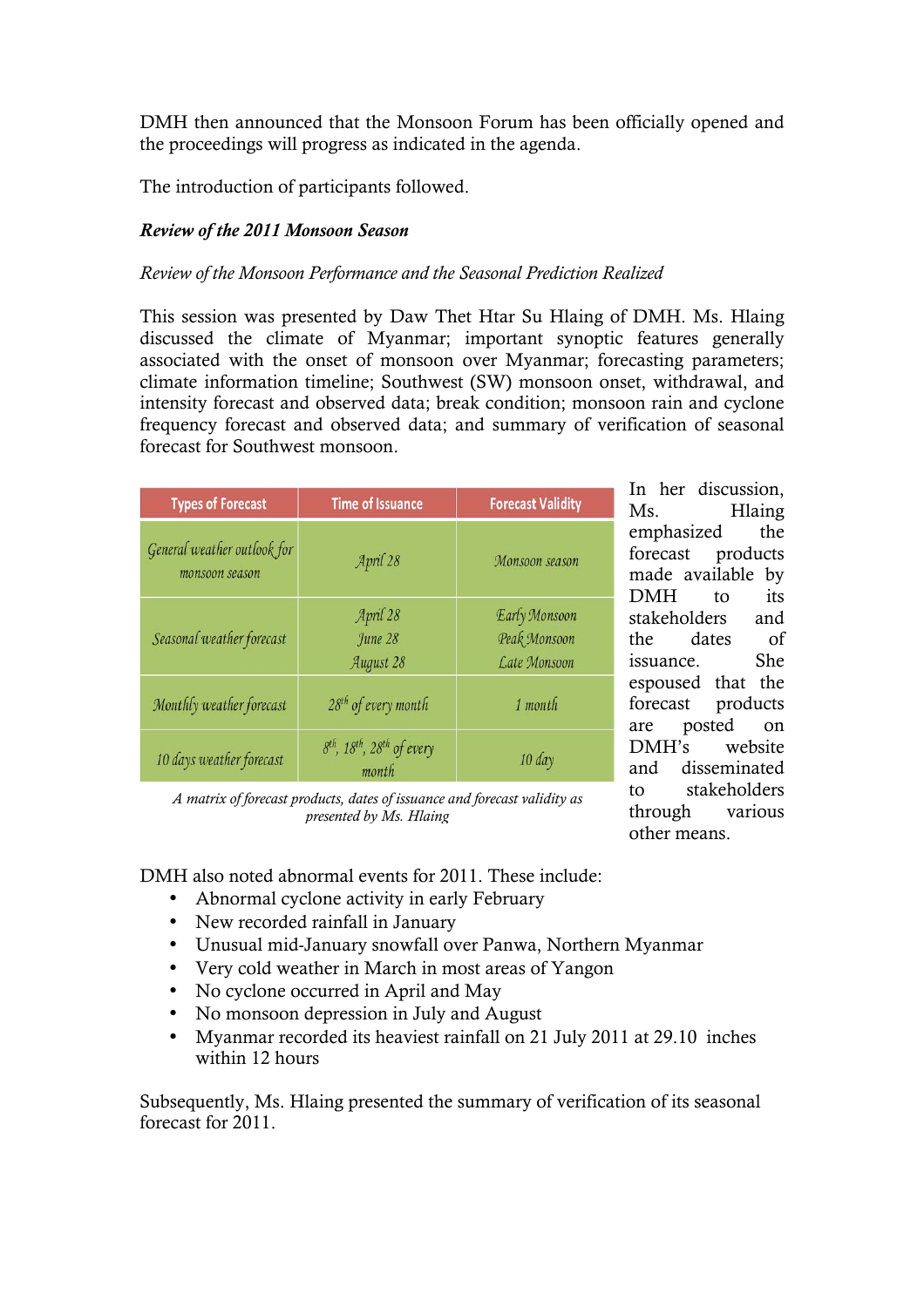DMH then announced that the Monsoon Forum has been officially opened and the proceedings will progress as indicated in the agenda.

The introduction of participants followed.

***Review of the 2011 Monsoon Season***

*Review of the Monsoon Performance and the Seasonal Prediction Realized*

This session was presented by Daw Thet Htar Su Hlaing of DMH. Ms. Hlaing discussed the climate of Myanmar; important synoptic features generally associated with the onset of monsoon over Myanmar; forecasting parameters; climate information timeline; Southwest (SW) monsoon onset, withdrawal, and intensity forecast and observed data; break condition; monsoon rain and cyclone frequency forecast and observed data; and summary of verification of seasonal forecast for Southwest monsoon.

| Types of Forecast | Time of Issuance | Forecast Validity |
|---|---|---|
| General weather outlook for monsoon season | April 28 | Monsoon season |
| Seasonal weather forecast | April 28<br>June 28<br>August 28 | Early Monsoon<br>Peak Monsoon<br>Late Monsoon |
| Monthly weather forecast | 28th of every month | 1 month |
| 10 days weather forecast | 8th, 18th, 28th of every month | 10 day |

*A matrix of forecast products, dates of issuance and forecast validity as presented by Ms. Hlaing*

In her discussion, Ms. Hlaing emphasized the forecast products made available by DMH to its stakeholders and the dates of issuance. She espoused that the forecast products are posted on DMH's website and disseminated to stakeholders through various other means.

DMH also noted abnormal events for 2011. These include:

- Abnormal cyclone activity in early February
- New recorded rainfall in January
- Unusual mid-January snowfall over Panwa, Northern Myanmar
- Very cold weather in March in most areas of Yangon
- No cyclone occurred in April and May
- No monsoon depression in July and August
- Myanmar recorded its heaviest rainfall on 21 July 2011 at 29.10 inches within 12 hours

Subsequently, Ms. Hlaing presented the summary of verification of its seasonal forecast for 2011.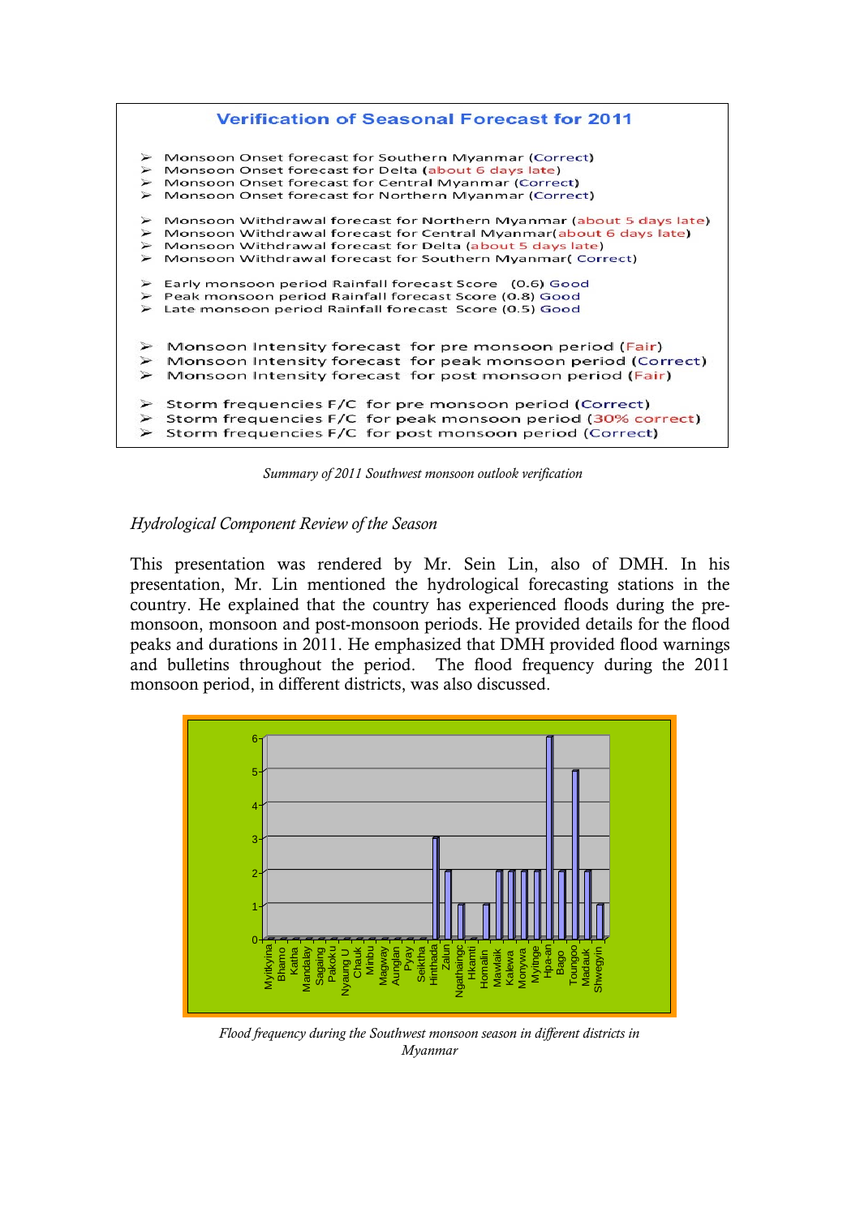**Verification of Seasonal Forecast for 2011**

- Monsoon Onset forecast for Southern Myanmar (Correct)
- Monsoon Onset forecast for Delta (about 6 days late)
- Monsoon Onset forecast for Central Myanmar (Correct)
- Monsoon Onset forecast for Northern Myanmar (Correct)

- Monsoon Withdrawal forecast for Northern Myanmar (about 5 days late)
- Monsoon Withdrawal forecast for Central Myanmar(about 6 days late)
- Monsoon Withdrawal forecast for Delta (about 5 days late)
- Monsoon Withdrawal forecast for Southern Myanmar( Correct)

- Early monsoon period Rainfall forecast Score (0.6) Good
- Peak monsoon period Rainfall forecast Score (0.8) Good
- Late monsoon period Rainfall forecast Score (0.5) Good

- Monsoon Intensity forecast for pre monsoon period (Fair)
- Monsoon Intensity forecast for peak monsoon period (Correct)
- Monsoon Intensity forecast for post monsoon period (Fair)

- Storm frequencies F/C for pre monsoon period (Correct)
- Storm frequencies F/C for peak monsoon period (30% correct)
- Storm frequencies F/C for post monsoon period (Correct)

*Summary of 2011 Southwest monsoon outlook verification*

*Hydrological Component Review of the Season*

This presentation was rendered by Mr. Sein Lin, also of DMH. In his presentation, Mr. Lin mentioned the hydrological forecasting stations in the country. He explained that the country has experienced floods during the pre-monsoon, monsoon and post-monsoon periods. He provided details for the flood peaks and durations in 2011. He emphasized that DMH provided flood warnings and bulletins throughout the period. The flood frequency during the 2011 monsoon period, in different districts, was also discussed.

*Flood frequency during the Southwest monsoon season in different districts in Myanmar*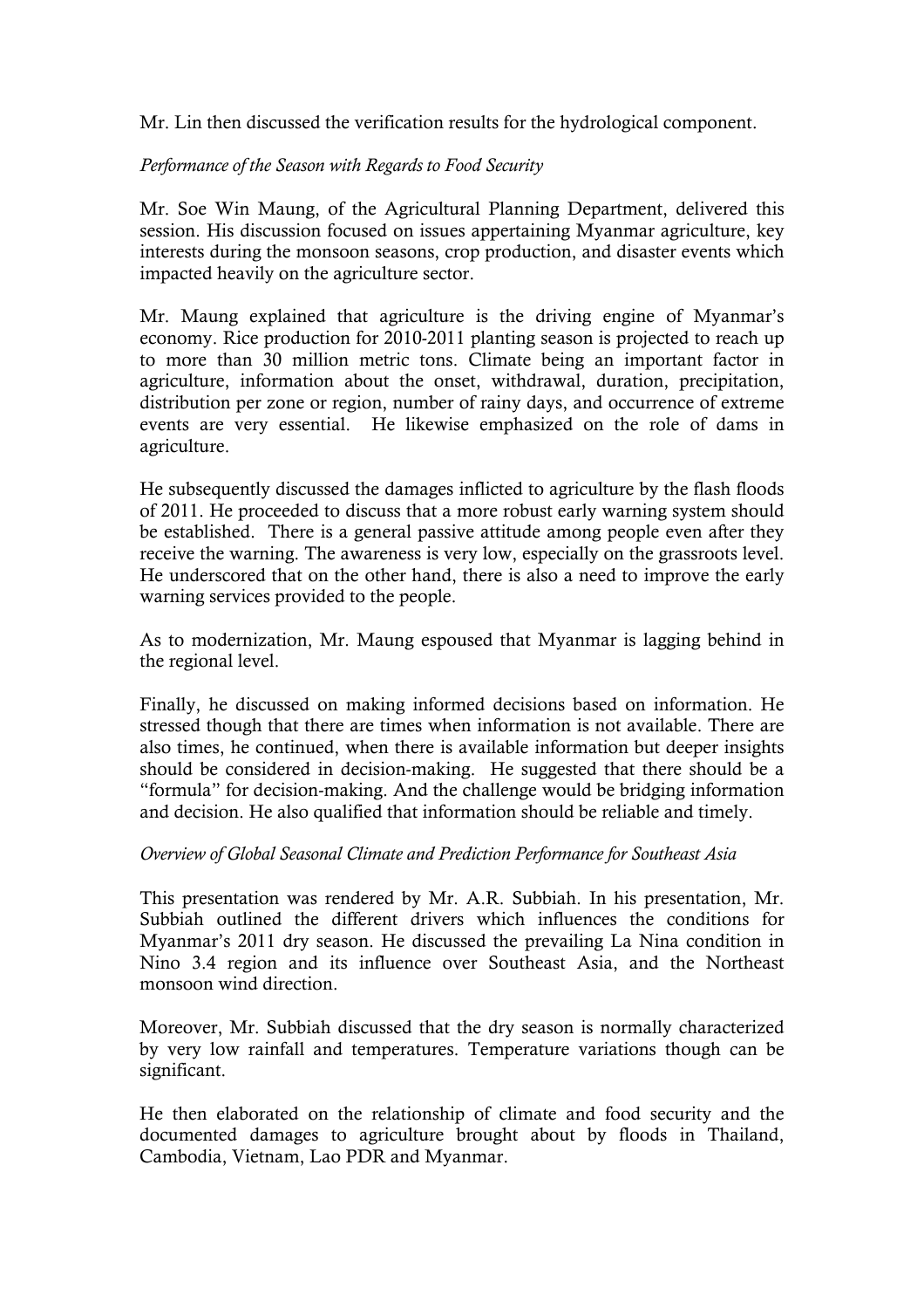Mr. Lin then discussed the verification results for the hydrological component.

*Performance of the Season with Regards to Food Security*

Mr. Soe Win Maung, of the Agricultural Planning Department, delivered this session. His discussion focused on issues appertaining Myanmar agriculture, key interests during the monsoon seasons, crop production, and disaster events which impacted heavily on the agriculture sector.

Mr. Maung explained that agriculture is the driving engine of Myanmar's economy. Rice production for 2010-2011 planting season is projected to reach up to more than 30 million metric tons. Climate being an important factor in agriculture, information about the onset, withdrawal, duration, precipitation, distribution per zone or region, number of rainy days, and occurrence of extreme events are very essential. He likewise emphasized on the role of dams in agriculture.

He subsequently discussed the damages inflicted to agriculture by the flash floods of 2011. He proceeded to discuss that a more robust early warning system should be established. There is a general passive attitude among people even after they receive the warning. The awareness is very low, especially on the grassroots level. He underscored that on the other hand, there is also a need to improve the early warning services provided to the people.

As to modernization, Mr. Maung espoused that Myanmar is lagging behind in the regional level.

Finally, he discussed on making informed decisions based on information. He stressed though that there are times when information is not available. There are also times, he continued, when there is available information but deeper insights should be considered in decision-making. He suggested that there should be a "formula" for decision-making. And the challenge would be bridging information and decision. He also qualified that information should be reliable and timely.

*Overview of Global Seasonal Climate and Prediction Performance for Southeast Asia*

This presentation was rendered by Mr. A.R. Subbiah. In his presentation, Mr. Subbiah outlined the different drivers which influences the conditions for Myanmar's 2011 dry season. He discussed the prevailing La Nina condition in Nino 3.4 region and its influence over Southeast Asia, and the Northeast monsoon wind direction.

Moreover, Mr. Subbiah discussed that the dry season is normally characterized by very low rainfall and temperatures. Temperature variations though can be significant.

He then elaborated on the relationship of climate and food security and the documented damages to agriculture brought about by floods in Thailand, Cambodia, Vietnam, Lao PDR and Myanmar.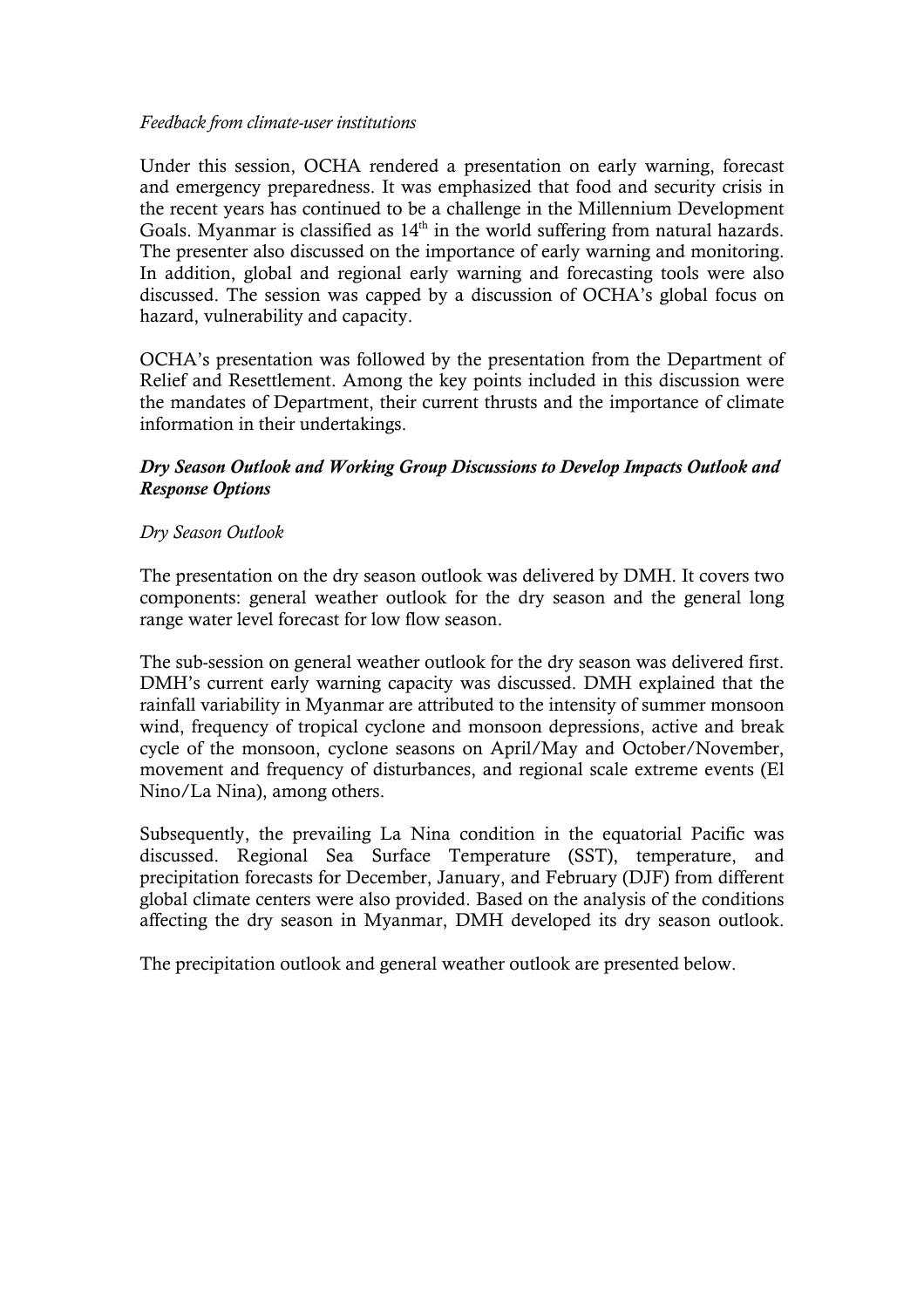*Feedback from climate-user institutions*

Under this session, OCHA rendered a presentation on early warning, forecast and emergency preparedness. It was emphasized that food and security crisis in the recent years has continued to be a challenge in the Millennium Development Goals. Myanmar is classified as 14th in the world suffering from natural hazards. The presenter also discussed on the importance of early warning and monitoring. In addition, global and regional early warning and forecasting tools were also discussed. The session was capped by a discussion of OCHA's global focus on hazard, vulnerability and capacity.

OCHA's presentation was followed by the presentation from the Department of Relief and Resettlement. Among the key points included in this discussion were the mandates of Department, their current thrusts and the importance of climate information in their undertakings.

***Dry Season Outlook and Working Group Discussions to Develop Impacts Outlook and Response Options***

*Dry Season Outlook*

The presentation on the dry season outlook was delivered by DMH. It covers two components: general weather outlook for the dry season and the general long range water level forecast for low flow season.

The sub-session on general weather outlook for the dry season was delivered first. DMH's current early warning capacity was discussed. DMH explained that the rainfall variability in Myanmar are attributed to the intensity of summer monsoon wind, frequency of tropical cyclone and monsoon depressions, active and break cycle of the monsoon, cyclone seasons on April/May and October/November, movement and frequency of disturbances, and regional scale extreme events (El Nino/La Nina), among others.

Subsequently, the prevailing La Nina condition in the equatorial Pacific was discussed. Regional Sea Surface Temperature (SST), temperature, and precipitation forecasts for December, January, and February (DJF) from different global climate centers were also provided. Based on the analysis of the conditions affecting the dry season in Myanmar, DMH developed its dry season outlook.

The precipitation outlook and general weather outlook are presented below.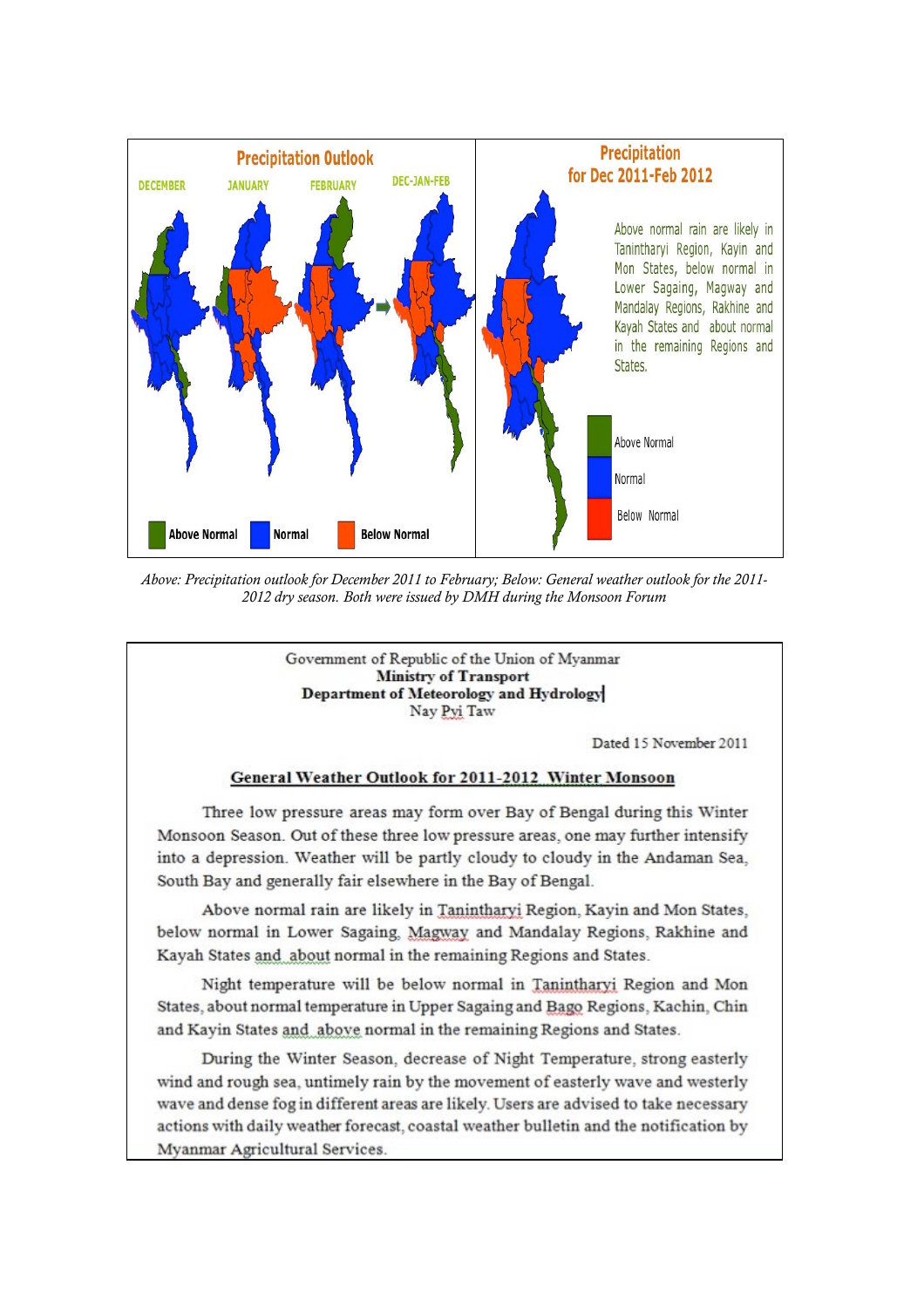Above: Precipitation outlook for December 2011 to February; Below: General weather outlook for the 2011-2012 dry season. Both were issued by DMH during the Monsoon Forum

Government of Republic of the Union of Myanmar
**Ministry of Transport**
**Department of Meteorology and Hydrology**
Nay Pyi Taw

Dated 15 November 2011

**General Weather Outlook for 2011-2012 Winter Monsoon**

Three low pressure areas may form over Bay of Bengal during this Winter Monsoon Season. Out of these three low pressure areas, one may further intensify into a depression. Weather will be partly cloudy to cloudy in the Andaman Sea, South Bay and generally fair elsewhere in the Bay of Bengal.

Above normal rain are likely in Tanintharyi Region, Kayin and Mon States, below normal in Lower Sagaing, Magway and Mandalay Regions, Rakhine and Kayah States and about normal in the remaining Regions and States.

Night temperature will be below normal in Tanintharyi Region and Mon States, about normal temperature in Upper Sagaing and Bago Regions, Kachin, Chin and Kayin States and above normal in the remaining Regions and States.

During the Winter Season, decrease of Night Temperature, strong easterly wind and rough sea, untimely rain by the movement of easterly wave and westerly wave and dense fog in different areas are likely. Users are advised to take necessary actions with daily weather forecast, coastal weather bulletin and the notification by Myanmar Agricultural Services.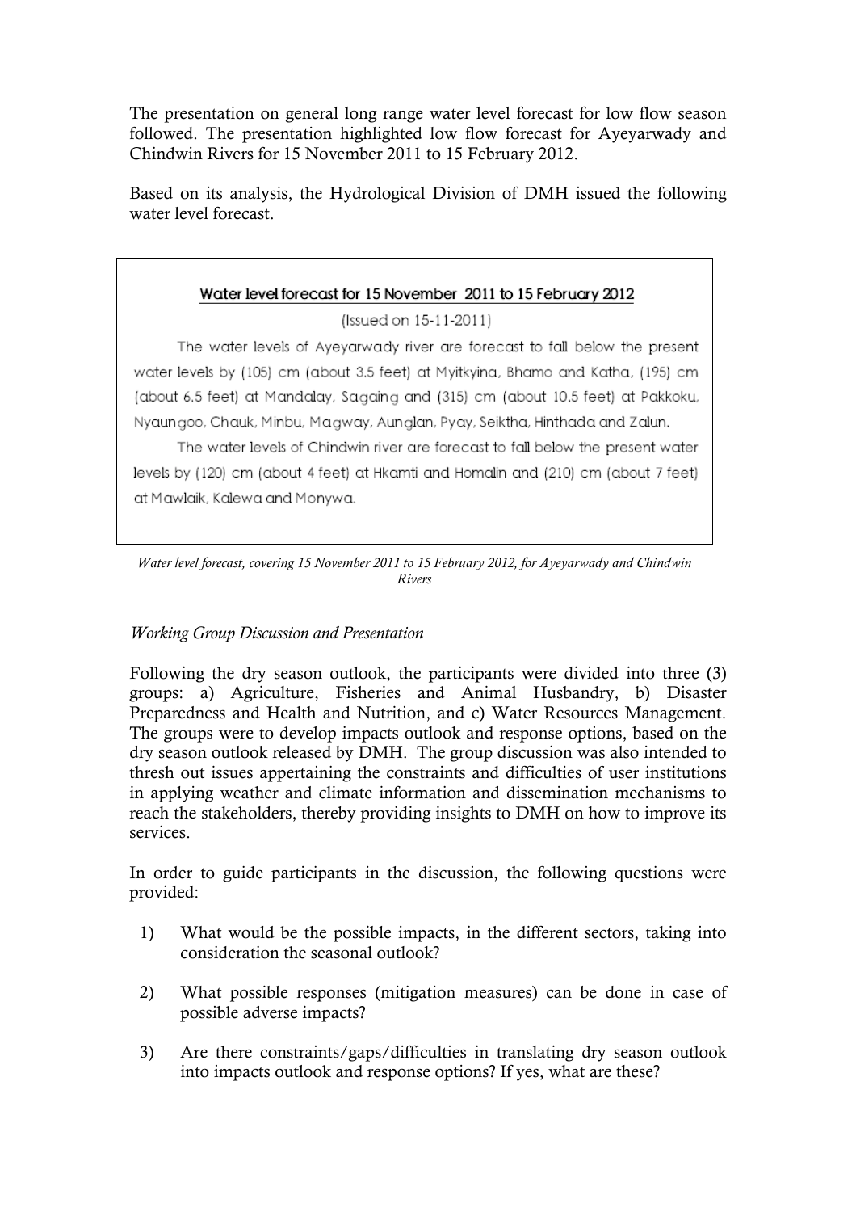The presentation on general long range water level forecast for low flow season followed. The presentation highlighted low flow forecast for Ayeyarwady and Chindwin Rivers for 15 November 2011 to 15 February 2012.

Based on its analysis, the Hydrological Division of DMH issued the following water level forecast.

> **Water level forecast for 15 November 2011 to 15 February 2012**
>
> (Issued on 15-11-2011)
>
> The water levels of Ayeyarwady river are forecast to fall below the present water levels by (105) cm (about 3.5 feet) at Myitkyina, Bhamo and Katha, (195) cm (about 6.5 feet) at Mandalay, Sagaing and (315) cm (about 10.5 feet) at Pakkoku, Nyaungoo, Chauk, Minbu, Magway, Aunglan, Pyay, Seiktha, Hinthada and Zalun.
>
> The water levels of Chindwin river are forecast to fall below the present water levels by (120) cm (about 4 feet) at Hkamti and Homalin and (210) cm (about 7 feet) at Mawlaik, Kalewa and Monywa.

*Water level forecast, covering 15 November 2011 to 15 February 2012, for Ayeyarwady and Chindwin Rivers*

*Working Group Discussion and Presentation*

Following the dry season outlook, the participants were divided into three (3) groups: a) Agriculture, Fisheries and Animal Husbandry, b) Disaster Preparedness and Health and Nutrition, and c) Water Resources Management. The groups were to develop impacts outlook and response options, based on the dry season outlook released by DMH. The group discussion was also intended to thresh out issues appertaining the constraints and difficulties of user institutions in applying weather and climate information and dissemination mechanisms to reach the stakeholders, thereby providing insights to DMH on how to improve its services.

In order to guide participants in the discussion, the following questions were provided:

1) What would be the possible impacts, in the different sectors, taking into consideration the seasonal outlook?

2) What possible responses (mitigation measures) can be done in case of possible adverse impacts?

3) Are there constraints/gaps/difficulties in translating dry season outlook into impacts outlook and response options? If yes, what are these?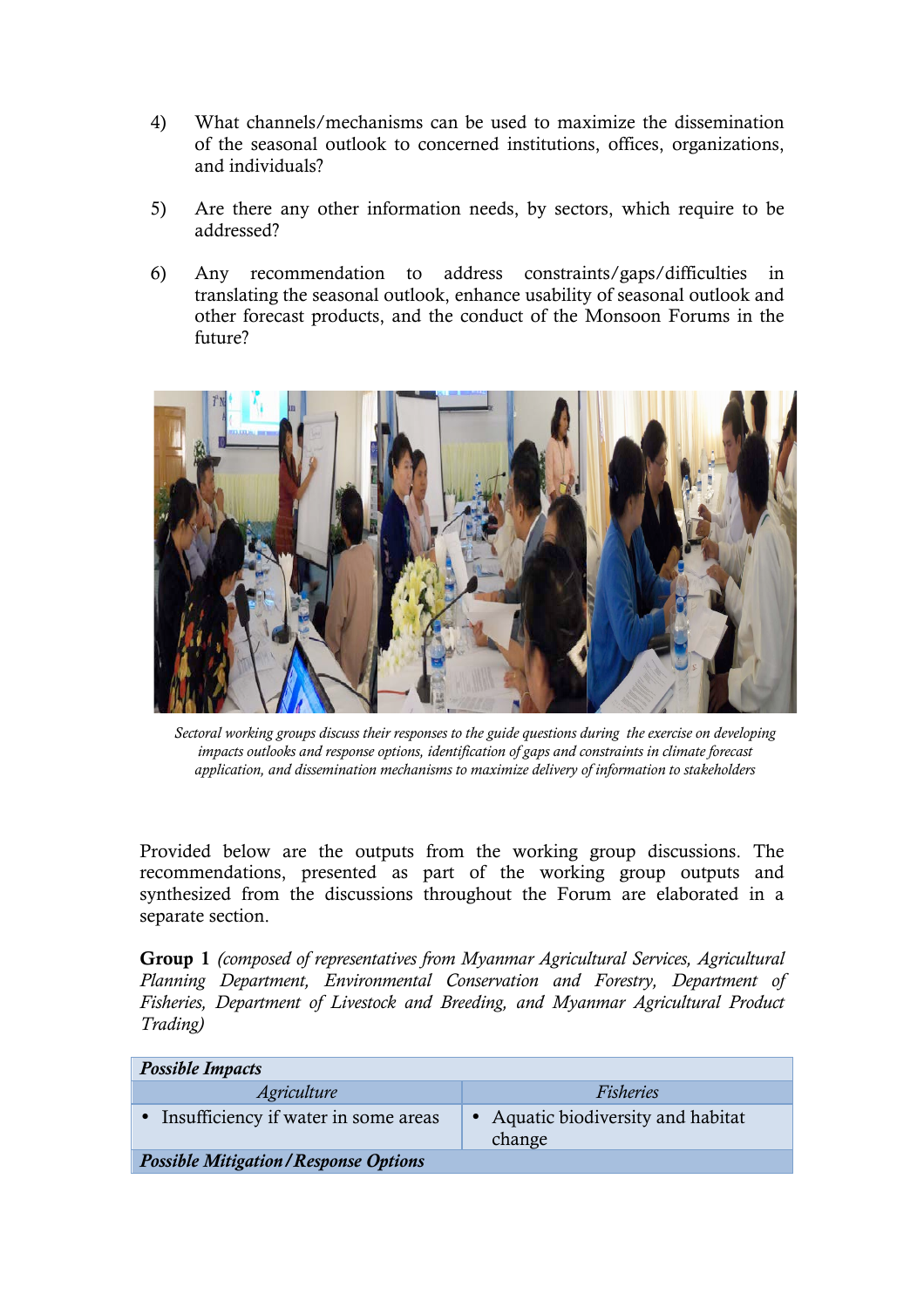4) What channels/mechanisms can be used to maximize the dissemination of the seasonal outlook to concerned institutions, offices, organizations, and individuals?

5) Are there any other information needs, by sectors, which require to be addressed?

6) Any recommendation to address constraints/gaps/difficulties in translating the seasonal outlook, enhance usability of seasonal outlook and other forecast products, and the conduct of the Monsoon Forums in the future?

*Sectoral working groups discuss their responses to the guide questions during the exercise on developing impacts outlooks and response options, identification of gaps and constraints in climate forecast application, and dissemination mechanisms to maximize delivery of information to stakeholders*

Provided below are the outputs from the working group discussions. The recommendations, presented as part of the working group outputs and synthesized from the discussions throughout the Forum are elaborated in a separate section.

**Group 1** *(composed of representatives from Myanmar Agricultural Services, Agricultural Planning Department, Environmental Conservation and Forestry, Department of Fisheries, Department of Livestock and Breeding, and Myanmar Agricultural Product Trading)*

| ***Possible Impacts*** | |
|---|---|
| *Agriculture* | *Fisheries* |
| • Insufficiency if water in some areas | • Aquatic biodiversity and habitat change |
| ***Possible Mitigation/Response Options*** | |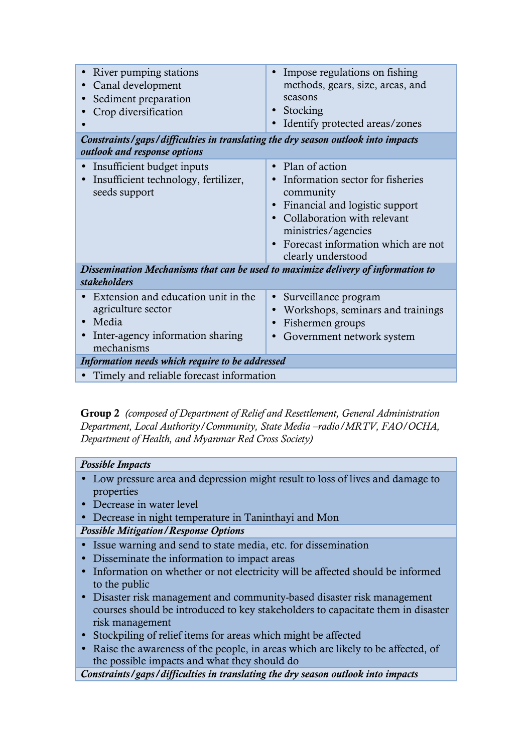| | |
|---|---|
| • River pumping stations<br>• Canal development<br>• Sediment preparation<br>• Crop diversification<br>• | • Impose regulations on fishing methods, gears, size, areas, and seasons<br>• Stocking<br>• Identify protected areas/zones |
| ***Constraints/gaps/difficulties in translating the dry season outlook into impacts outlook and response options*** | |
| • Insufficient budget inputs<br>• Insufficient technology, fertilizer, seeds support | • Plan of action<br>• Information sector for fisheries community<br>• Financial and logistic support<br>• Collaboration with relevant ministries/agencies<br>• Forecast information which are not clearly understood |
| ***Dissemination Mechanisms that can be used to maximize delivery of information to stakeholders*** | |
| • Extension and education unit in the agriculture sector<br>• Media<br>• Inter-agency information sharing mechanisms | • Surveillance program<br>• Workshops, seminars and trainings<br>• Fishermen groups<br>• Government network system |
| ***Information needs which require to be addressed*** | |
| • Timely and reliable forecast information | |

**Group 2** *(composed of Department of Relief and Resettlement, General Administration Department, Local Authority/Community, State Media –radio/MRTV, FAO/OCHA, Department of Health, and Myanmar Red Cross Society)*

| ***Possible Impacts*** |
|---|
| • Low pressure area and depression might result to loss of lives and damage to properties<br>• Decrease in water level<br>• Decrease in night temperature in Taninthayi and Mon |
| ***Possible Mitigation/Response Options*** |
| • Issue warning and send to state media, etc. for dissemination<br>• Disseminate the information to impact areas<br>• Information on whether or not electricity will be affected should be informed to the public<br>• Disaster risk management and community-based disaster risk management courses should be introduced to key stakeholders to capacitate them in disaster risk management<br>• Stockpiling of relief items for areas which might be affected<br>• Raise the awareness of the people, in areas which are likely to be affected, of the possible impacts and what they should do |
| ***Constraints/gaps/difficulties in translating the dry season outlook into impacts*** |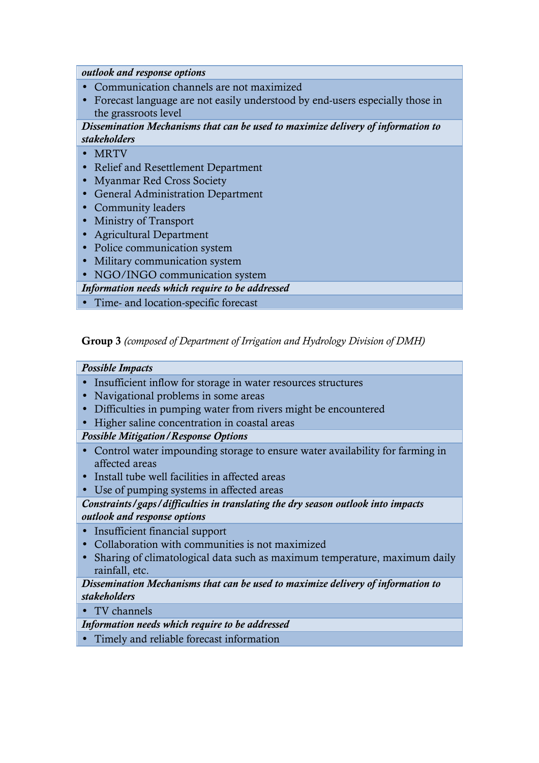| *outlook and response options* |
|---|
| • Communication channels are not maximized<br>• Forecast language are not easily understood by end-users especially those in the grassroots level |
| ***Dissemination Mechanisms that can be used to maximize delivery of information to stakeholders*** |
| • MRTV<br>• Relief and Resettlement Department<br>• Myanmar Red Cross Society<br>• General Administration Department<br>• Community leaders<br>• Ministry of Transport<br>• Agricultural Department<br>• Police communication system<br>• Military communication system<br>• NGO/INGO communication system |
| ***Information needs which require to be addressed*** |
| • Time- and location-specific forecast |

**Group 3** *(composed of Department of Irrigation and Hydrology Division of DMH)*

| ***Possible Impacts*** |
|---|
| • Insufficient inflow for storage in water resources structures<br>• Navigational problems in some areas<br>• Difficulties in pumping water from rivers might be encountered<br>• Higher saline concentration in coastal areas |
| ***Possible Mitigation/Response Options*** |
| • Control water impounding storage to ensure water availability for farming in affected areas<br>• Install tube well facilities in affected areas<br>• Use of pumping systems in affected areas |
| ***Constraints/gaps/difficulties in translating the dry season outlook into impacts outlook and response options*** |
| • Insufficient financial support<br>• Collaboration with communities is not maximized<br>• Sharing of climatological data such as maximum temperature, maximum daily rainfall, etc. |
| ***Dissemination Mechanisms that can be used to maximize delivery of information to stakeholders*** |
| • TV channels |
| ***Information needs which require to be addressed*** |
| • Timely and reliable forecast information |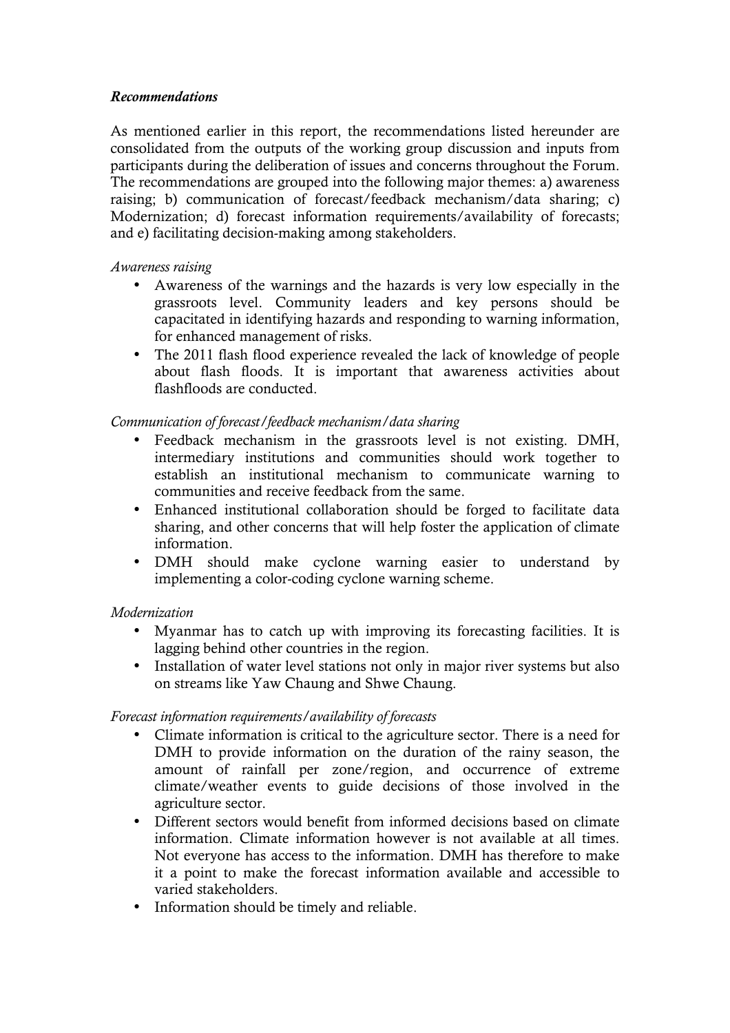*Recommendations*

As mentioned earlier in this report, the recommendations listed hereunder are consolidated from the outputs of the working group discussion and inputs from participants during the deliberation of issues and concerns throughout the Forum. The recommendations are grouped into the following major themes: a) awareness raising; b) communication of forecast/feedback mechanism/data sharing; c) Modernization; d) forecast information requirements/availability of forecasts; and e) facilitating decision-making among stakeholders.

*Awareness raising*

- Awareness of the warnings and the hazards is very low especially in the grassroots level. Community leaders and key persons should be capacitated in identifying hazards and responding to warning information, for enhanced management of risks.
- The 2011 flash flood experience revealed the lack of knowledge of people about flash floods. It is important that awareness activities about flashfloods are conducted.

*Communication of forecast/feedback mechanism/data sharing*

- Feedback mechanism in the grassroots level is not existing. DMH, intermediary institutions and communities should work together to establish an institutional mechanism to communicate warning to communities and receive feedback from the same.
- Enhanced institutional collaboration should be forged to facilitate data sharing, and other concerns that will help foster the application of climate information.
- DMH should make cyclone warning easier to understand by implementing a color-coding cyclone warning scheme.

*Modernization*

- Myanmar has to catch up with improving its forecasting facilities. It is lagging behind other countries in the region.
- Installation of water level stations not only in major river systems but also on streams like Yaw Chaung and Shwe Chaung.

*Forecast information requirements/availability of forecasts*

- Climate information is critical to the agriculture sector. There is a need for DMH to provide information on the duration of the rainy season, the amount of rainfall per zone/region, and occurrence of extreme climate/weather events to guide decisions of those involved in the agriculture sector.
- Different sectors would benefit from informed decisions based on climate information. Climate information however is not available at all times. Not everyone has access to the information. DMH has therefore to make it a point to make the forecast information available and accessible to varied stakeholders.
- Information should be timely and reliable.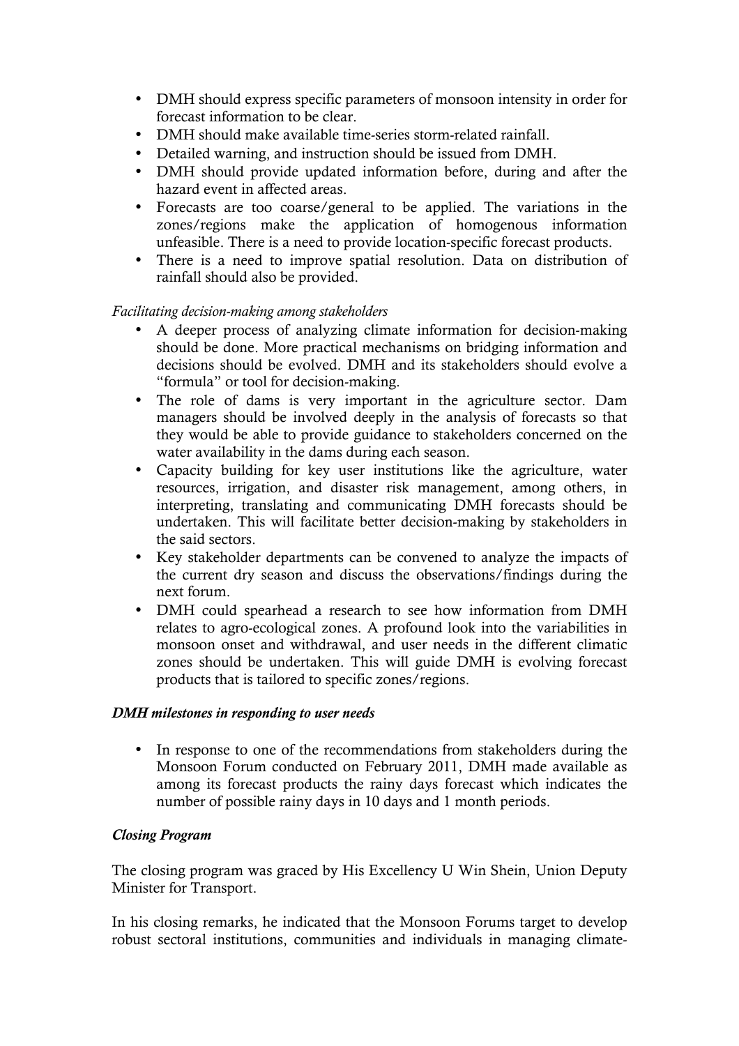- DMH should express specific parameters of monsoon intensity in order for forecast information to be clear.
- DMH should make available time-series storm-related rainfall.
- Detailed warning, and instruction should be issued from DMH.
- DMH should provide updated information before, during and after the hazard event in affected areas.
- Forecasts are too coarse/general to be applied. The variations in the zones/regions make the application of homogenous information unfeasible. There is a need to provide location-specific forecast products.
- There is a need to improve spatial resolution. Data on distribution of rainfall should also be provided.

*Facilitating decision-making among stakeholders*

- A deeper process of analyzing climate information for decision-making should be done. More practical mechanisms on bridging information and decisions should be evolved. DMH and its stakeholders should evolve a "formula" or tool for decision-making.
- The role of dams is very important in the agriculture sector. Dam managers should be involved deeply in the analysis of forecasts so that they would be able to provide guidance to stakeholders concerned on the water availability in the dams during each season.
- Capacity building for key user institutions like the agriculture, water resources, irrigation, and disaster risk management, among others, in interpreting, translating and communicating DMH forecasts should be undertaken. This will facilitate better decision-making by stakeholders in the said sectors.
- Key stakeholder departments can be convened to analyze the impacts of the current dry season and discuss the observations/findings during the next forum.
- DMH could spearhead a research to see how information from DMH relates to agro-ecological zones. A profound look into the variabilities in monsoon onset and withdrawal, and user needs in the different climatic zones should be undertaken. This will guide DMH is evolving forecast products that is tailored to specific zones/regions.

***DMH milestones in responding to user needs***

- In response to one of the recommendations from stakeholders during the Monsoon Forum conducted on February 2011, DMH made available as among its forecast products the rainy days forecast which indicates the number of possible rainy days in 10 days and 1 month periods.

***Closing Program***

The closing program was graced by His Excellency U Win Shein, Union Deputy Minister for Transport.

In his closing remarks, he indicated that the Monsoon Forums target to develop robust sectoral institutions, communities and individuals in managing climate-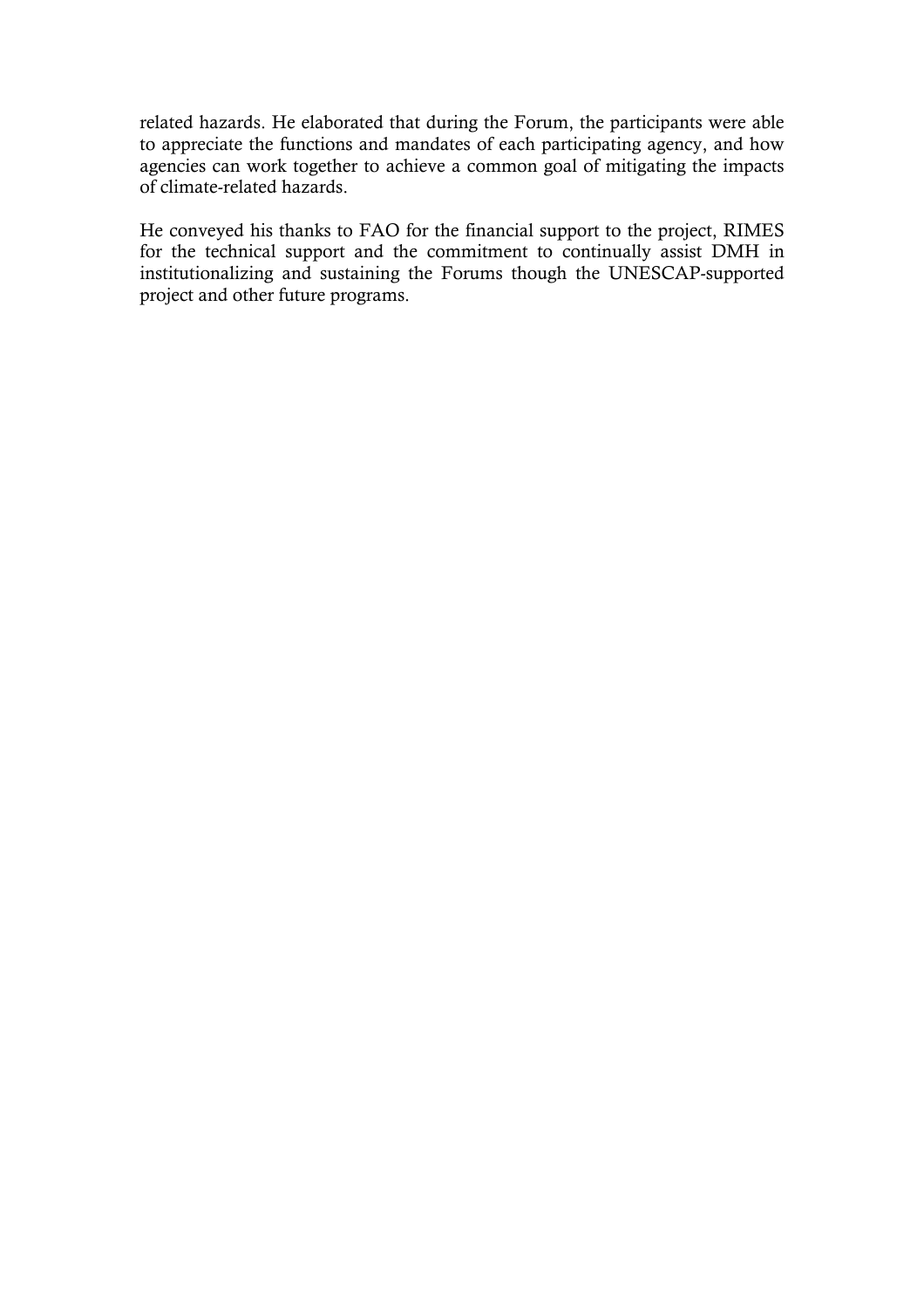related hazards. He elaborated that during the Forum, the participants were able to appreciate the functions and mandates of each participating agency, and how agencies can work together to achieve a common goal of mitigating the impacts of climate-related hazards.

He conveyed his thanks to FAO for the financial support to the project, RIMES for the technical support and the commitment to continually assist DMH in institutionalizing and sustaining the Forums though the UNESCAP-supported project and other future programs.